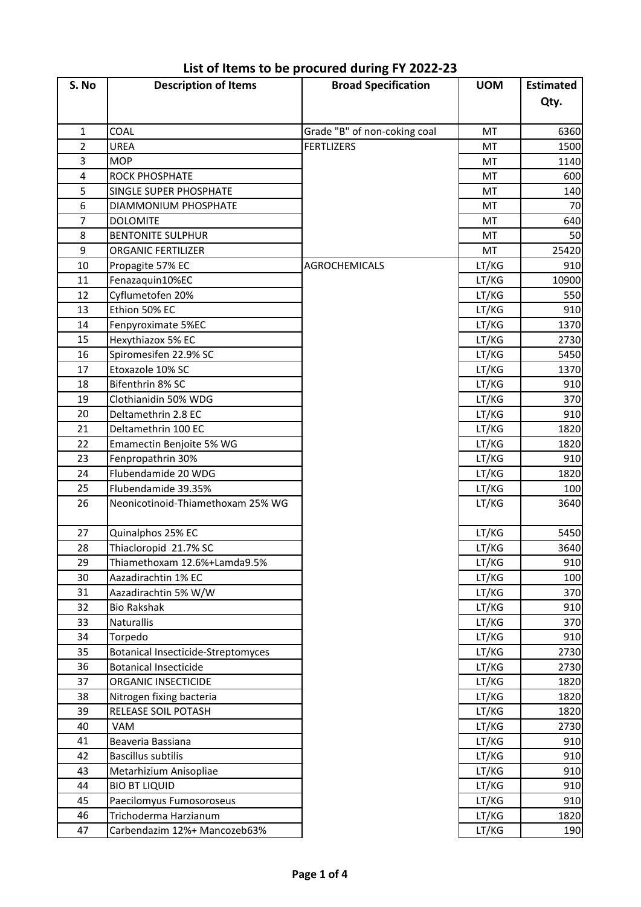## List of Items to be procured during FY 2022-23

| S. No | Description of Items | Broad Specification | UOM | Estimated Qty. |
|---|---|---|---|---|
| 1 | COAL | Grade "B" of non-coking coal | MT | 6360 |
| 2 | UREA | FERTLIZERS | MT | 1500 |
| 3 | MOP | | MT | 1140 |
| 4 | ROCK PHOSPHATE | | MT | 600 |
| 5 | SINGLE SUPER PHOSPHATE | | MT | 140 |
| 6 | DIAMMONIUM PHOSPHATE | | MT | 70 |
| 7 | DOLOMITE | | MT | 640 |
| 8 | BENTONITE SULPHUR | | MT | 50 |
| 9 | ORGANIC FERTILIZER | | MT | 25420 |
| 10 | Propagite 57% EC | AGROCHEMICALS | LT/KG | 910 |
| 11 | Fenazaquin10%EC | | LT/KG | 10900 |
| 12 | Cyflumetofen 20% | | LT/KG | 550 |
| 13 | Ethion 50% EC | | LT/KG | 910 |
| 14 | Fenpyroximate 5%EC | | LT/KG | 1370 |
| 15 | Hexythiazox 5% EC | | LT/KG | 2730 |
| 16 | Spiromesifen 22.9% SC | | LT/KG | 5450 |
| 17 | Etoxazole 10% SC | | LT/KG | 1370 |
| 18 | Bifenthrin 8% SC | | LT/KG | 910 |
| 19 | Clothianidin 50% WDG | | LT/KG | 370 |
| 20 | Deltamethrin 2.8 EC | | LT/KG | 910 |
| 21 | Deltamethrin 100 EC | | LT/KG | 1820 |
| 22 | Emamectin Benjoite 5% WG | | LT/KG | 1820 |
| 23 | Fenpropathrin 30% | | LT/KG | 910 |
| 24 | Flubendamide 20 WDG | | LT/KG | 1820 |
| 25 | Flubendamide 39.35% | | LT/KG | 100 |
| 26 | Neonicotinoid-Thiamethoxam 25% WG | | LT/KG | 3640 |
| 27 | Quinalphos 25% EC | | LT/KG | 5450 |
| 28 | Thiacloropid 21.7% SC | | LT/KG | 3640 |
| 29 | Thiamethoxam 12.6%+Lamda9.5% | | LT/KG | 910 |
| 30 | Aazadirachtin 1% EC | | LT/KG | 100 |
| 31 | Aazadirachtin 5% W/W | | LT/KG | 370 |
| 32 | Bio Rakshak | | LT/KG | 910 |
| 33 | Naturallis | | LT/KG | 370 |
| 34 | Torpedo | | LT/KG | 910 |
| 35 | Botanical Insecticide-Streptomyces | | LT/KG | 2730 |
| 36 | Botanical Insecticide | | LT/KG | 2730 |
| 37 | ORGANIC INSECTICIDE | | LT/KG | 1820 |
| 38 | Nitrogen fixing bacteria | | LT/KG | 1820 |
| 39 | RELEASE SOIL POTASH | | LT/KG | 1820 |
| 40 | VAM | | LT/KG | 2730 |
| 41 | Beaveria Bassiana | | LT/KG | 910 |
| 42 | Bascillus subtilis | | LT/KG | 910 |
| 43 | Metarhizium Anisopliae | | LT/KG | 910 |
| 44 | BIO BT LIQUID | | LT/KG | 910 |
| 45 | Paecilomyus Fumosoroseus | | LT/KG | 910 |
| 46 | Trichoderma Harzianum | | LT/KG | 1820 |
| 47 | Carbendazim 12%+ Mancozeb63% | | LT/KG | 190 |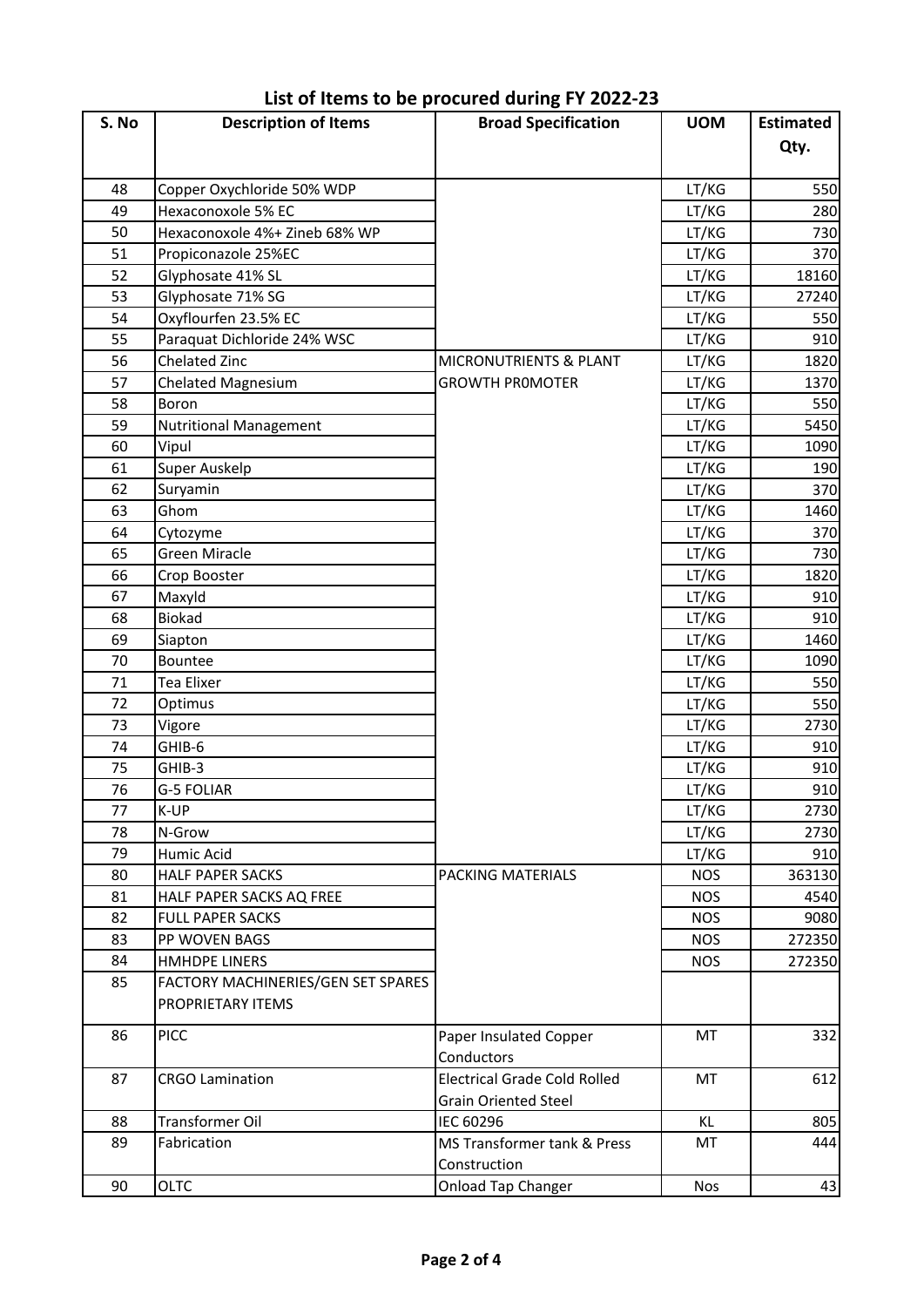# List of Items to be procured during FY 2022-23

| S. No | Description of Items | Broad Specification | UOM | Estimated Qty. |
|---|---|---|---|---|
| 48 | Copper Oxychloride 50% WDP | | LT/KG | 550 |
| 49 | Hexaconoxole 5% EC | | LT/KG | 280 |
| 50 | Hexaconoxole 4%+ Zineb 68% WP | | LT/KG | 730 |
| 51 | Propiconazole 25%EC | | LT/KG | 370 |
| 52 | Glyphosate 41% SL | | LT/KG | 18160 |
| 53 | Glyphosate 71% SG | | LT/KG | 27240 |
| 54 | Oxyflourfen 23.5% EC | | LT/KG | 550 |
| 55 | Paraquat Dichloride 24% WSC | | LT/KG | 910 |
| 56 | Chelated Zinc | MICRONUTRIENTS & PLANT GROWTH PR0MOTER | LT/KG | 1820 |
| 57 | Chelated Magnesium | | LT/KG | 1370 |
| 58 | Boron | | LT/KG | 550 |
| 59 | Nutritional Management | | LT/KG | 5450 |
| 60 | Vipul | | LT/KG | 1090 |
| 61 | Super Auskelp | | LT/KG | 190 |
| 62 | Suryamin | | LT/KG | 370 |
| 63 | Ghom | | LT/KG | 1460 |
| 64 | Cytozyme | | LT/KG | 370 |
| 65 | Green Miracle | | LT/KG | 730 |
| 66 | Crop Booster | | LT/KG | 1820 |
| 67 | Maxyld | | LT/KG | 910 |
| 68 | Biokad | | LT/KG | 910 |
| 69 | Siapton | | LT/KG | 1460 |
| 70 | Bountee | | LT/KG | 1090 |
| 71 | Tea Elixer | | LT/KG | 550 |
| 72 | Optimus | | LT/KG | 550 |
| 73 | Vigore | | LT/KG | 2730 |
| 74 | GHIB-6 | | LT/KG | 910 |
| 75 | GHIB-3 | | LT/KG | 910 |
| 76 | G-5 FOLIAR | | LT/KG | 910 |
| 77 | K-UP | | LT/KG | 2730 |
| 78 | N-Grow | | LT/KG | 2730 |
| 79 | Humic Acid | | LT/KG | 910 |
| 80 | HALF PAPER SACKS | PACKING MATERIALS | NOS | 363130 |
| 81 | HALF PAPER SACKS AQ FREE | | NOS | 4540 |
| 82 | FULL PAPER SACKS | | NOS | 9080 |
| 83 | PP WOVEN BAGS | | NOS | 272350 |
| 84 | HMHDPE LINERS | | NOS | 272350 |
| 85 | FACTORY MACHINERIES/GEN SET SPARES PROPRIETARY ITEMS | | | |
| 86 | PICC | Paper Insulated Copper Conductors | MT | 332 |
| 87 | CRGO Lamination | Electrical Grade Cold Rolled Grain Oriented Steel | MT | 612 |
| 88 | Transformer Oil | IEC 60296 | KL | 805 |
| 89 | Fabrication | MS Transformer tank & Press Construction | MT | 444 |
| 90 | OLTC | Onload Tap Changer | Nos | 43 |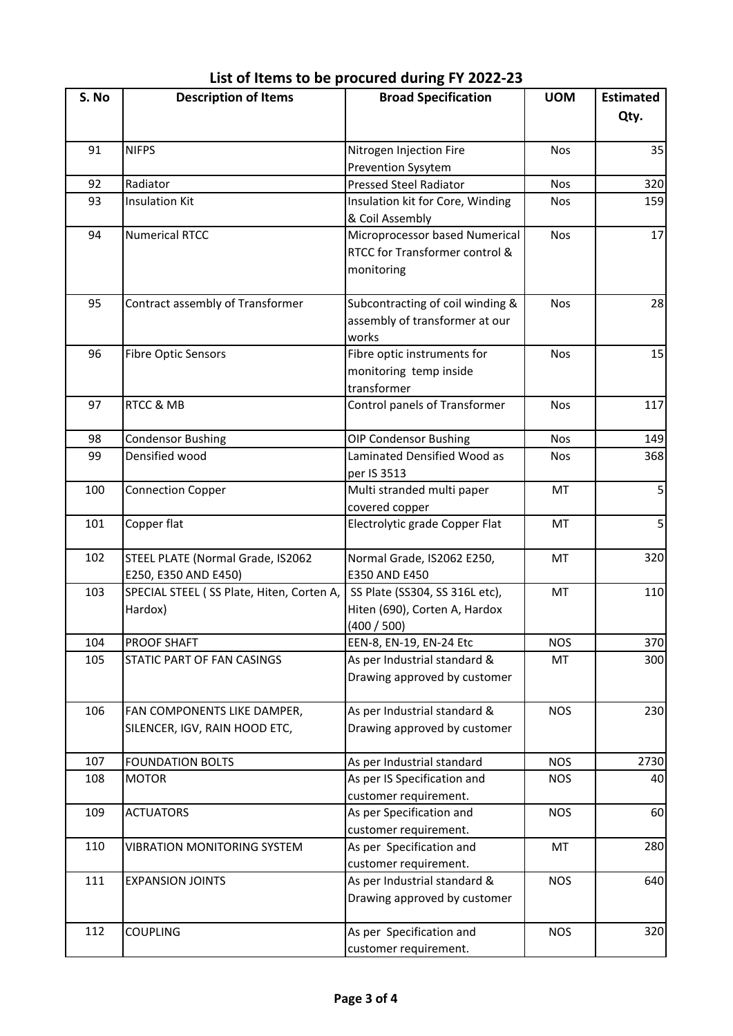## List of Items to be procured during FY 2022-23

| S. No | Description of Items | Broad Specification | UOM | Estimated Qty. |
|---|---|---|---|---|
| 91 | NIFPS | Nitrogen Injection Fire Prevention Sysytem | Nos | 35 |
| 92 | Radiator | Pressed Steel Radiator | Nos | 320 |
| 93 | Insulation Kit | Insulation kit for Core, Winding & Coil Assembly | Nos | 159 |
| 94 | Numerical RTCC | Microprocessor based Numerical RTCC for Transformer control & monitoring | Nos | 17 |
| 95 | Contract assembly of Transformer | Subcontracting of coil winding & assembly of transformer at our works | Nos | 28 |
| 96 | Fibre Optic Sensors | Fibre optic instruments for monitoring temp inside transformer | Nos | 15 |
| 97 | RTCC & MB | Control panels of Transformer | Nos | 117 |
| 98 | Condensor Bushing | OIP Condensor Bushing | Nos | 149 |
| 99 | Densified wood | Laminated Densified Wood as per IS 3513 | Nos | 368 |
| 100 | Connection Copper | Multi stranded multi paper covered copper | MT | 5 |
| 101 | Copper flat | Electrolytic grade Copper Flat | MT | 5 |
| 102 | STEEL PLATE (Normal Grade, IS2062 E250, E350 AND E450) | Normal Grade, IS2062 E250, E350 AND E450 | MT | 320 |
| 103 | SPECIAL STEEL ( SS Plate, Hiten, Corten A, Hardox) | SS Plate (SS304, SS 316L etc), Hiten (690), Corten A, Hardox (400 / 500) | MT | 110 |
| 104 | PROOF SHAFT | EEN-8, EN-19, EN-24 Etc | NOS | 370 |
| 105 | STATIC PART OF FAN CASINGS | As per Industrial standard & Drawing approved by customer | MT | 300 |
| 106 | FAN COMPONENTS LIKE DAMPER, SILENCER, IGV, RAIN HOOD ETC, | As per Industrial standard & Drawing approved by customer | NOS | 230 |
| 107 | FOUNDATION BOLTS | As per Industrial standard | NOS | 2730 |
| 108 | MOTOR | As per IS Specification and customer requirement. | NOS | 40 |
| 109 | ACTUATORS | As per Specification and customer requirement. | NOS | 60 |
| 110 | VIBRATION MONITORING SYSTEM | As per Specification and customer requirement. | MT | 280 |
| 111 | EXPANSION JOINTS | As per Industrial standard & Drawing approved by customer | NOS | 640 |
| 112 | COUPLING | As per Specification and customer requirement. | NOS | 320 |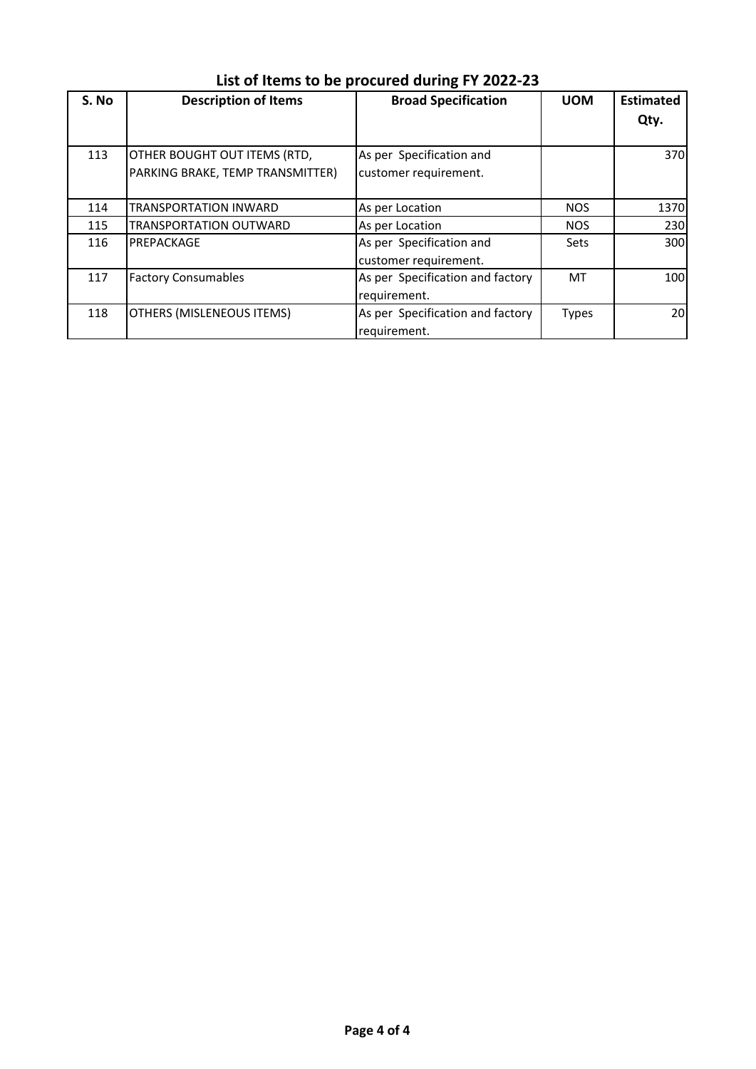## List of Items to be procured during FY 2022-23

| S. No | Description of Items | Broad Specification | UOM | Estimated Qty. |
|---|---|---|---|---|
| 113 | OTHER BOUGHT OUT ITEMS (RTD, PARKING BRAKE, TEMP TRANSMITTER) | As per Specification and customer requirement. | | 370 |
| 114 | TRANSPORTATION INWARD | As per Location | NOS | 1370 |
| 115 | TRANSPORTATION OUTWARD | As per Location | NOS | 230 |
| 116 | PREPACKAGE | As per Specification and customer requirement. | Sets | 300 |
| 117 | Factory Consumables | As per Specification and factory requirement. | MT | 100 |
| 118 | OTHERS (MISLENEOUS ITEMS) | As per Specification and factory requirement. | Types | 20 |